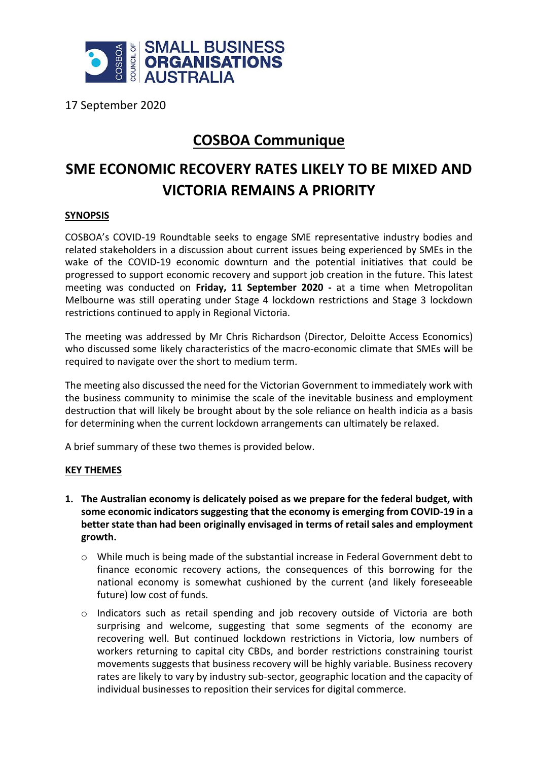17 September 2020

# COSBOA Communique

# SME ECONOMIC RECOVERY RATES LIKELY TO BE MIXED AND VICTORIA REMAINS A PRIORITY

## SYNOPSIS

COSBOA's COVID-19 Roundtable seeks to engage SME representative industry bodies and related stakeholders in a discussion about current issues being experienced by SMEs in the wake of the COVID-19 economic downturn and the potential initiatives that could be progressed to support economic recovery and support job creation in the future. This latest meeting was conducted on **Friday, 11 September 2020 -** at a time when Metropolitan Melbourne was still operating under Stage 4 lockdown restrictions and Stage 3 lockdown restrictions continued to apply in Regional Victoria.

The meeting was addressed by Mr Chris Richardson (Director, Deloitte Access Economics) who discussed some likely characteristics of the macro-economic climate that SMEs will be required to navigate over the short to medium term.

The meeting also discussed the need for the Victorian Government to immediately work with the business community to minimise the scale of the inevitable business and employment destruction that will likely be brought about by the sole reliance on health indicia as a basis for determining when the current lockdown arrangements can ultimately be relaxed.

A brief summary of these two themes is provided below.

## KEY THEMES

1. **The Australian economy is delicately poised as we prepare for the federal budget, with some economic indicators suggesting that the economy is emerging from COVID-19 in a better state than had been originally envisaged in terms of retail sales and employment growth.**
   - While much is being made of the substantial increase in Federal Government debt to finance economic recovery actions, the consequences of this borrowing for the national economy is somewhat cushioned by the current (and likely foreseeable future) low cost of funds.
   - Indicators such as retail spending and job recovery outside of Victoria are both surprising and welcome, suggesting that some segments of the economy are recovering well. But continued lockdown restrictions in Victoria, low numbers of workers returning to capital city CBDs, and border restrictions constraining tourist movements suggests that business recovery will be highly variable. Business recovery rates are likely to vary by industry sub-sector, geographic location and the capacity of individual businesses to reposition their services for digital commerce.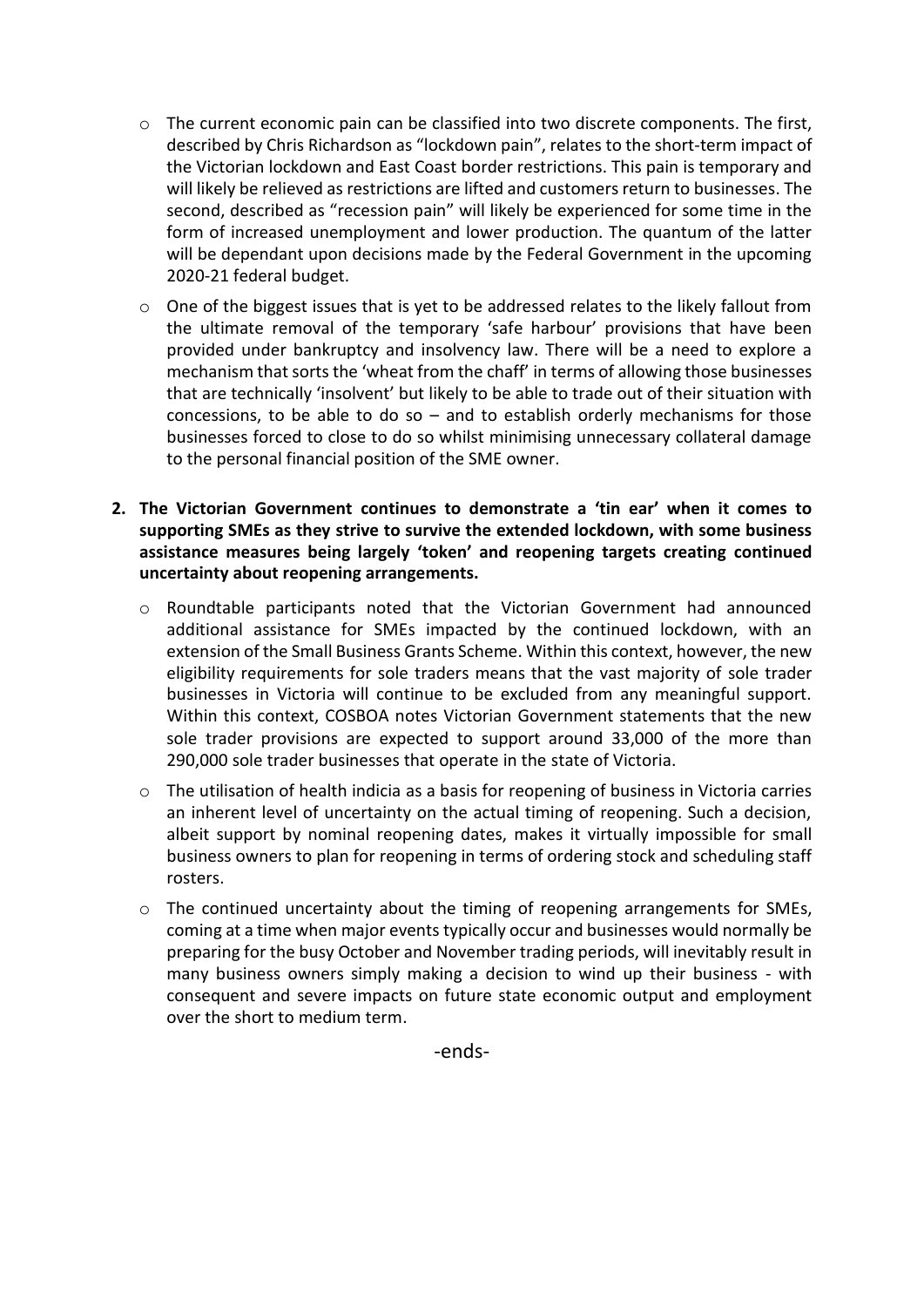- The current economic pain can be classified into two discrete components. The first, described by Chris Richardson as "lockdown pain", relates to the short-term impact of the Victorian lockdown and East Coast border restrictions. This pain is temporary and will likely be relieved as restrictions are lifted and customers return to businesses. The second, described as "recession pain" will likely be experienced for some time in the form of increased unemployment and lower production. The quantum of the latter will be dependant upon decisions made by the Federal Government in the upcoming 2020-21 federal budget.
- One of the biggest issues that is yet to be addressed relates to the likely fallout from the ultimate removal of the temporary 'safe harbour' provisions that have been provided under bankruptcy and insolvency law. There will be a need to explore a mechanism that sorts the 'wheat from the chaff' in terms of allowing those businesses that are technically 'insolvent' but likely to be able to trade out of their situation with concessions, to be able to do so – and to establish orderly mechanisms for those businesses forced to close to do so whilst minimising unnecessary collateral damage to the personal financial position of the SME owner.

2. **The Victorian Government continues to demonstrate a 'tin ear' when it comes to supporting SMEs as they strive to survive the extended lockdown, with some business assistance measures being largely 'token' and reopening targets creating continued uncertainty about reopening arrangements.**

   - Roundtable participants noted that the Victorian Government had announced additional assistance for SMEs impacted by the continued lockdown, with an extension of the Small Business Grants Scheme. Within this context, however, the new eligibility requirements for sole traders means that the vast majority of sole trader businesses in Victoria will continue to be excluded from any meaningful support. Within this context, COSBOA notes Victorian Government statements that the new sole trader provisions are expected to support around 33,000 of the more than 290,000 sole trader businesses that operate in the state of Victoria.
   - The utilisation of health indicia as a basis for reopening of business in Victoria carries an inherent level of uncertainty on the actual timing of reopening. Such a decision, albeit support by nominal reopening dates, makes it virtually impossible for small business owners to plan for reopening in terms of ordering stock and scheduling staff rosters.
   - The continued uncertainty about the timing of reopening arrangements for SMEs, coming at a time when major events typically occur and businesses would normally be preparing for the busy October and November trading periods, will inevitably result in many business owners simply making a decision to wind up their business - with consequent and severe impacts on future state economic output and employment over the short to medium term.

-ends-